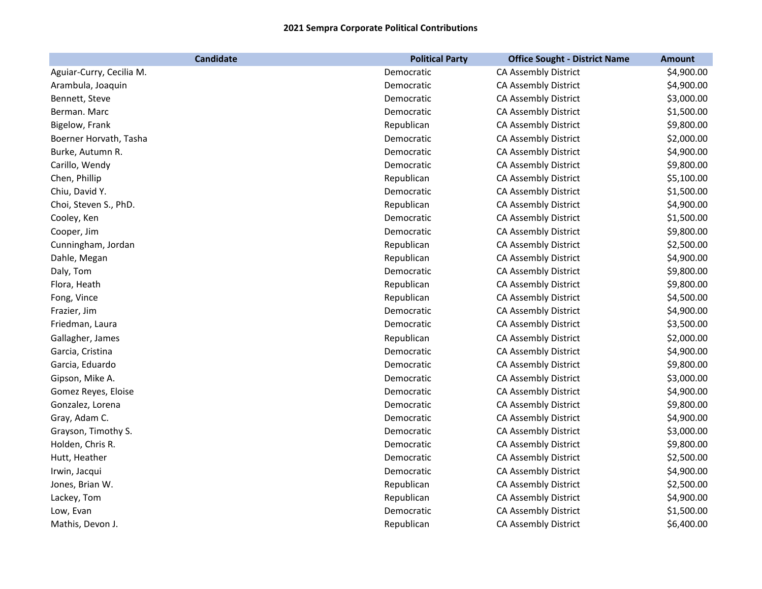**2021 Sempra Corporate Political Contributions**

| Candidate | Political Party | Office Sought - District Name | Amount |
|---|---|---|---|
| Aguiar-Curry, Cecilia M. | Democratic | CA Assembly District | $4,900.00 |
| Arambula, Joaquin | Democratic | CA Assembly District | $4,900.00 |
| Bennett, Steve | Democratic | CA Assembly District | $3,000.00 |
| Berman. Marc | Democratic | CA Assembly District | $1,500.00 |
| Bigelow, Frank | Republican | CA Assembly District | $9,800.00 |
| Boerner Horvath, Tasha | Democratic | CA Assembly District | $2,000.00 |
| Burke, Autumn R. | Democratic | CA Assembly District | $4,900.00 |
| Carillo, Wendy | Democratic | CA Assembly District | $9,800.00 |
| Chen, Phillip | Republican | CA Assembly District | $5,100.00 |
| Chiu, David Y. | Democratic | CA Assembly District | $1,500.00 |
| Choi, Steven S., PhD. | Republican | CA Assembly District | $4,900.00 |
| Cooley, Ken | Democratic | CA Assembly District | $1,500.00 |
| Cooper, Jim | Democratic | CA Assembly District | $9,800.00 |
| Cunningham, Jordan | Republican | CA Assembly District | $2,500.00 |
| Dahle, Megan | Republican | CA Assembly District | $4,900.00 |
| Daly, Tom | Democratic | CA Assembly District | $9,800.00 |
| Flora, Heath | Republican | CA Assembly District | $9,800.00 |
| Fong, Vince | Republican | CA Assembly District | $4,500.00 |
| Frazier, Jim | Democratic | CA Assembly District | $4,900.00 |
| Friedman, Laura | Democratic | CA Assembly District | $3,500.00 |
| Gallagher, James | Republican | CA Assembly District | $2,000.00 |
| Garcia, Cristina | Democratic | CA Assembly District | $4,900.00 |
| Garcia, Eduardo | Democratic | CA Assembly District | $9,800.00 |
| Gipson, Mike A. | Democratic | CA Assembly District | $3,000.00 |
| Gomez Reyes, Eloise | Democratic | CA Assembly District | $4,900.00 |
| Gonzalez, Lorena | Democratic | CA Assembly District | $9,800.00 |
| Gray, Adam C. | Democratic | CA Assembly District | $4,900.00 |
| Grayson, Timothy S. | Democratic | CA Assembly District | $3,000.00 |
| Holden, Chris R. | Democratic | CA Assembly District | $9,800.00 |
| Hutt, Heather | Democratic | CA Assembly District | $2,500.00 |
| Irwin, Jacqui | Democratic | CA Assembly District | $4,900.00 |
| Jones, Brian W. | Republican | CA Assembly District | $2,500.00 |
| Lackey, Tom | Republican | CA Assembly District | $4,900.00 |
| Low, Evan | Democratic | CA Assembly District | $1,500.00 |
| Mathis, Devon J. | Republican | CA Assembly District | $6,400.00 |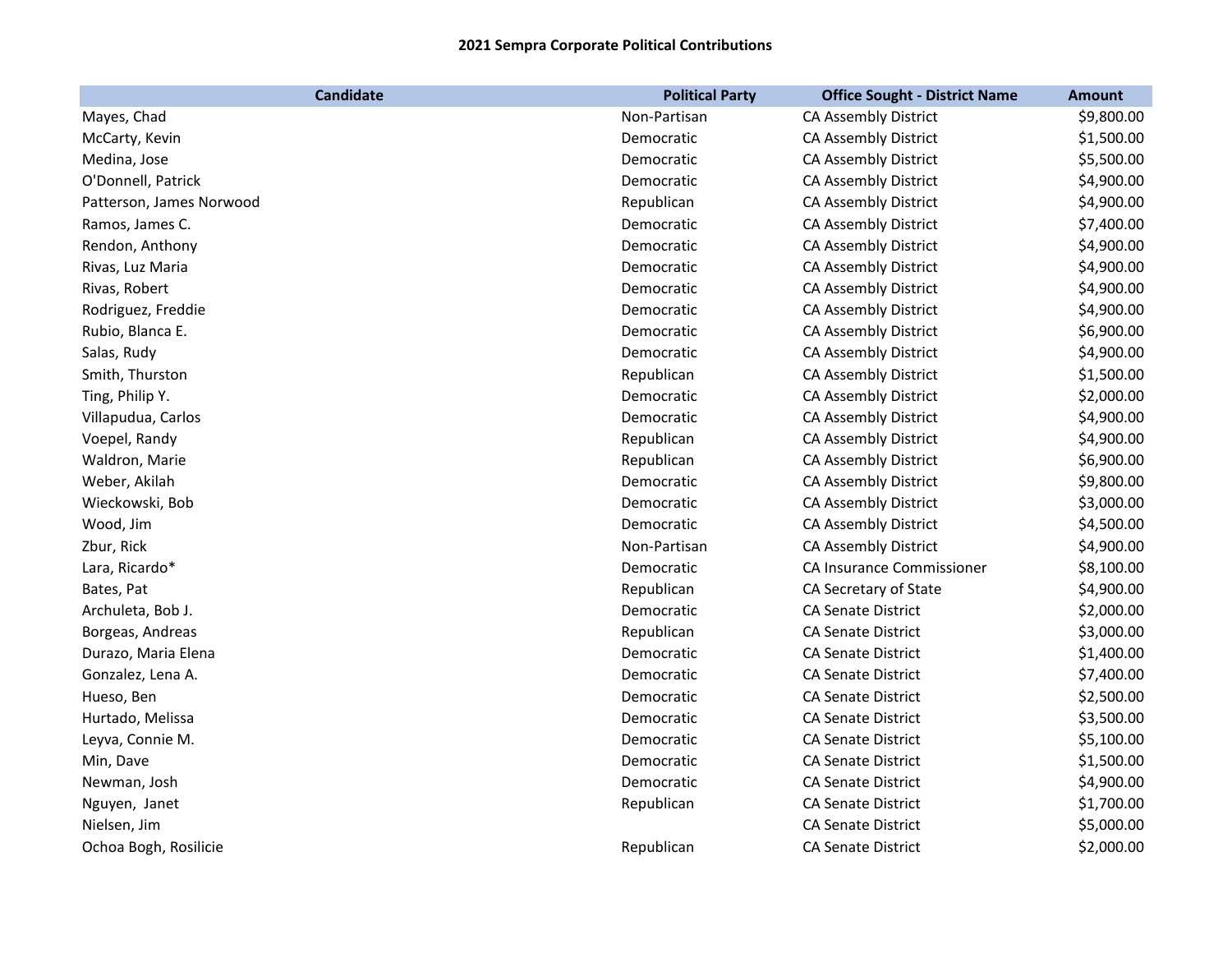**2021 Sempra Corporate Political Contributions**

| Candidate | Political Party | Office Sought - District Name | Amount |
|---|---|---|---|
| Mayes, Chad | Non-Partisan | CA Assembly District | $9,800.00 |
| McCarty, Kevin | Democratic | CA Assembly District | $1,500.00 |
| Medina, Jose | Democratic | CA Assembly District | $5,500.00 |
| O'Donnell, Patrick | Democratic | CA Assembly District | $4,900.00 |
| Patterson, James Norwood | Republican | CA Assembly District | $4,900.00 |
| Ramos, James C. | Democratic | CA Assembly District | $7,400.00 |
| Rendon, Anthony | Democratic | CA Assembly District | $4,900.00 |
| Rivas, Luz Maria | Democratic | CA Assembly District | $4,900.00 |
| Rivas, Robert | Democratic | CA Assembly District | $4,900.00 |
| Rodriguez, Freddie | Democratic | CA Assembly District | $4,900.00 |
| Rubio, Blanca E. | Democratic | CA Assembly District | $6,900.00 |
| Salas, Rudy | Democratic | CA Assembly District | $4,900.00 |
| Smith, Thurston | Republican | CA Assembly District | $1,500.00 |
| Ting, Philip Y. | Democratic | CA Assembly District | $2,000.00 |
| Villapudua, Carlos | Democratic | CA Assembly District | $4,900.00 |
| Voepel, Randy | Republican | CA Assembly District | $4,900.00 |
| Waldron, Marie | Republican | CA Assembly District | $6,900.00 |
| Weber, Akilah | Democratic | CA Assembly District | $9,800.00 |
| Wieckowski, Bob | Democratic | CA Assembly District | $3,000.00 |
| Wood, Jim | Democratic | CA Assembly District | $4,500.00 |
| Zbur, Rick | Non-Partisan | CA Assembly District | $4,900.00 |
| Lara, Ricardo* | Democratic | CA Insurance Commissioner | $8,100.00 |
| Bates, Pat | Republican | CA Secretary of State | $4,900.00 |
| Archuleta, Bob J. | Democratic | CA Senate District | $2,000.00 |
| Borgeas, Andreas | Republican | CA Senate District | $3,000.00 |
| Durazo, Maria Elena | Democratic | CA Senate District | $1,400.00 |
| Gonzalez, Lena A. | Democratic | CA Senate District | $7,400.00 |
| Hueso, Ben | Democratic | CA Senate District | $2,500.00 |
| Hurtado, Melissa | Democratic | CA Senate District | $3,500.00 |
| Leyva, Connie M. | Democratic | CA Senate District | $5,100.00 |
| Min, Dave | Democratic | CA Senate District | $1,500.00 |
| Newman, Josh | Democratic | CA Senate District | $4,900.00 |
| Nguyen, Janet | Republican | CA Senate District | $1,700.00 |
| Nielsen, Jim | | CA Senate District | $5,000.00 |
| Ochoa Bogh, Rosilicie | Republican | CA Senate District | $2,000.00 |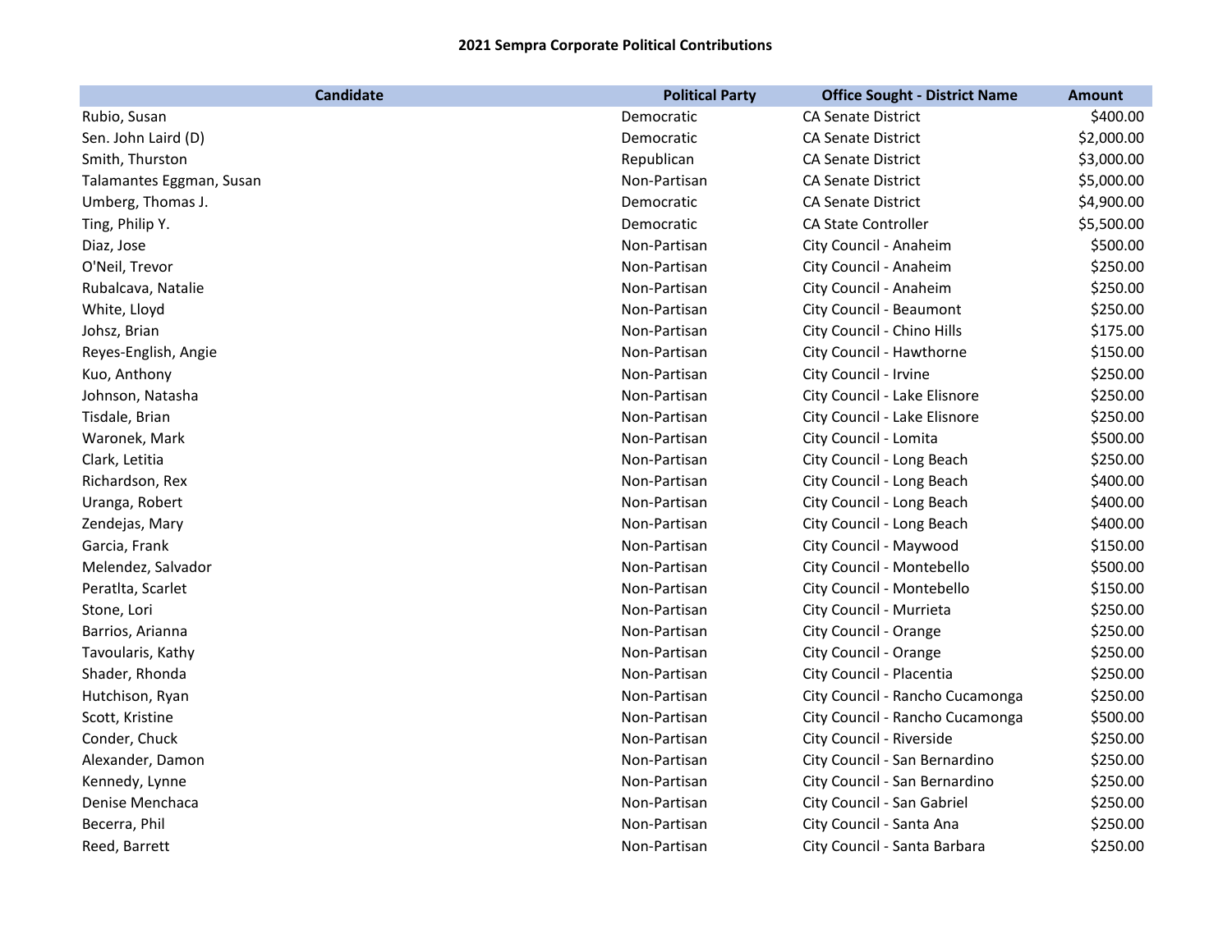**2021 Sempra Corporate Political Contributions**

| Candidate | Political Party | Office Sought - District Name | Amount |
|---|---|---|---|
| Rubio, Susan | Democratic | CA Senate District | $400.00 |
| Sen. John Laird (D) | Democratic | CA Senate District | $2,000.00 |
| Smith, Thurston | Republican | CA Senate District | $3,000.00 |
| Talamantes Eggman, Susan | Non-Partisan | CA Senate District | $5,000.00 |
| Umberg, Thomas J. | Democratic | CA Senate District | $4,900.00 |
| Ting, Philip Y. | Democratic | CA State Controller | $5,500.00 |
| Diaz, Jose | Non-Partisan | City Council - Anaheim | $500.00 |
| O'Neil, Trevor | Non-Partisan | City Council - Anaheim | $250.00 |
| Rubalcava, Natalie | Non-Partisan | City Council - Anaheim | $250.00 |
| White, Lloyd | Non-Partisan | City Council - Beaumont | $250.00 |
| Johsz, Brian | Non-Partisan | City Council - Chino Hills | $175.00 |
| Reyes-English, Angie | Non-Partisan | City Council - Hawthorne | $150.00 |
| Kuo, Anthony | Non-Partisan | City Council - Irvine | $250.00 |
| Johnson, Natasha | Non-Partisan | City Council - Lake Elisnore | $250.00 |
| Tisdale, Brian | Non-Partisan | City Council - Lake Elisnore | $250.00 |
| Waronek, Mark | Non-Partisan | City Council - Lomita | $500.00 |
| Clark, Letitia | Non-Partisan | City Council - Long Beach | $250.00 |
| Richardson, Rex | Non-Partisan | City Council - Long Beach | $400.00 |
| Uranga, Robert | Non-Partisan | City Council - Long Beach | $400.00 |
| Zendejas, Mary | Non-Partisan | City Council - Long Beach | $400.00 |
| Garcia, Frank | Non-Partisan | City Council - Maywood | $150.00 |
| Melendez, Salvador | Non-Partisan | City Council - Montebello | $500.00 |
| Peratlta, Scarlet | Non-Partisan | City Council - Montebello | $150.00 |
| Stone, Lori | Non-Partisan | City Council - Murrieta | $250.00 |
| Barrios, Arianna | Non-Partisan | City Council - Orange | $250.00 |
| Tavoularis, Kathy | Non-Partisan | City Council - Orange | $250.00 |
| Shader, Rhonda | Non-Partisan | City Council - Placentia | $250.00 |
| Hutchison, Ryan | Non-Partisan | City Council - Rancho Cucamonga | $250.00 |
| Scott, Kristine | Non-Partisan | City Council - Rancho Cucamonga | $500.00 |
| Conder, Chuck | Non-Partisan | City Council - Riverside | $250.00 |
| Alexander, Damon | Non-Partisan | City Council - San Bernardino | $250.00 |
| Kennedy, Lynne | Non-Partisan | City Council - San Bernardino | $250.00 |
| Denise Menchaca | Non-Partisan | City Council - San Gabriel | $250.00 |
| Becerra, Phil | Non-Partisan | City Council - Santa Ana | $250.00 |
| Reed, Barrett | Non-Partisan | City Council - Santa Barbara | $250.00 |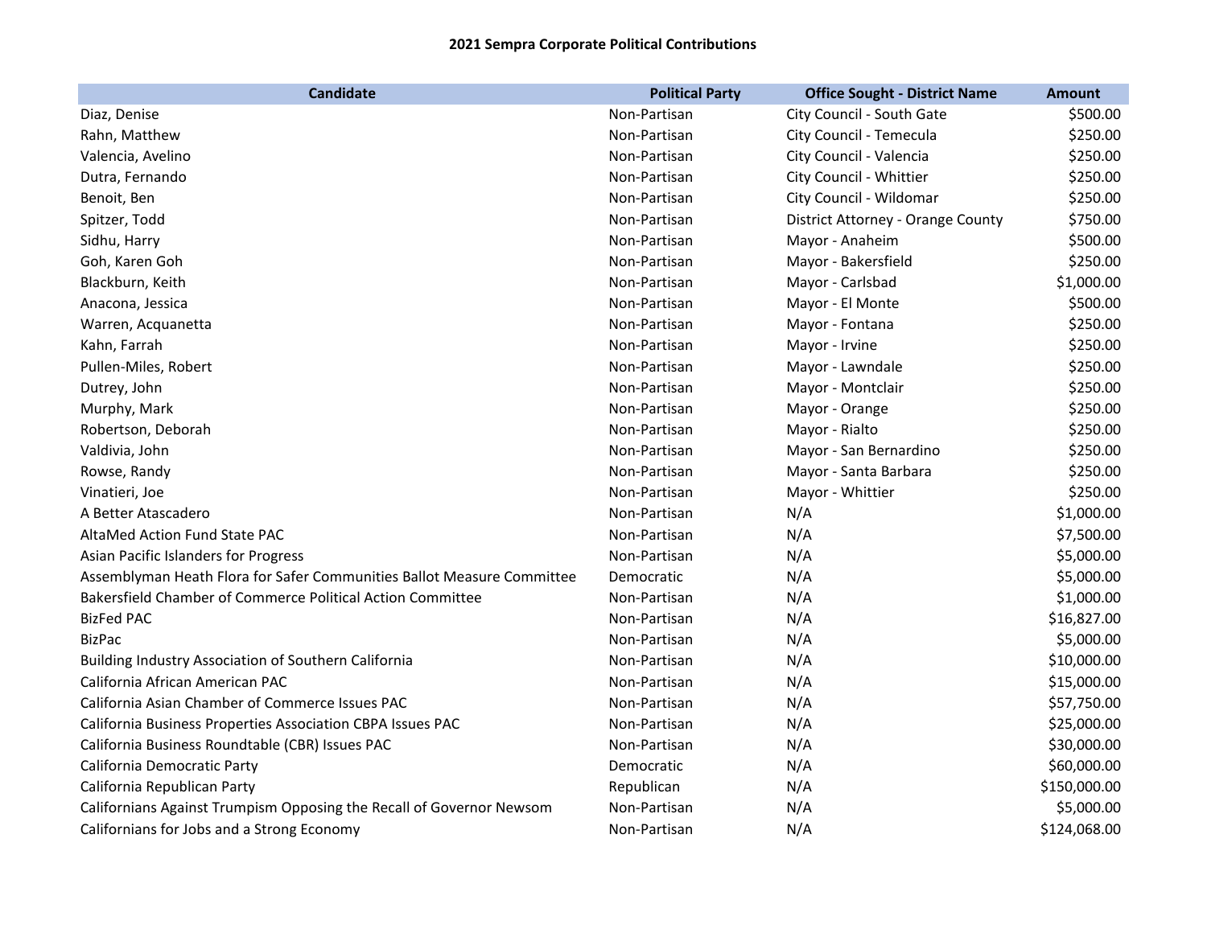**2021 Sempra Corporate Political Contributions**

| Candidate | Political Party | Office Sought - District Name | Amount |
|---|---|---|---|
| Diaz, Denise | Non-Partisan | City Council - South Gate | $500.00 |
| Rahn, Matthew | Non-Partisan | City Council - Temecula | $250.00 |
| Valencia, Avelino | Non-Partisan | City Council - Valencia | $250.00 |
| Dutra, Fernando | Non-Partisan | City Council - Whittier | $250.00 |
| Benoit, Ben | Non-Partisan | City Council - Wildomar | $250.00 |
| Spitzer, Todd | Non-Partisan | District Attorney - Orange County | $750.00 |
| Sidhu, Harry | Non-Partisan | Mayor - Anaheim | $500.00 |
| Goh, Karen Goh | Non-Partisan | Mayor - Bakersfield | $250.00 |
| Blackburn, Keith | Non-Partisan | Mayor - Carlsbad | $1,000.00 |
| Anacona, Jessica | Non-Partisan | Mayor - El Monte | $500.00 |
| Warren, Acquanetta | Non-Partisan | Mayor - Fontana | $250.00 |
| Kahn, Farrah | Non-Partisan | Mayor - Irvine | $250.00 |
| Pullen-Miles, Robert | Non-Partisan | Mayor - Lawndale | $250.00 |
| Dutrey, John | Non-Partisan | Mayor - Montclair | $250.00 |
| Murphy, Mark | Non-Partisan | Mayor - Orange | $250.00 |
| Robertson, Deborah | Non-Partisan | Mayor - Rialto | $250.00 |
| Valdivia, John | Non-Partisan | Mayor - San Bernardino | $250.00 |
| Rowse, Randy | Non-Partisan | Mayor - Santa Barbara | $250.00 |
| Vinatieri, Joe | Non-Partisan | Mayor - Whittier | $250.00 |
| A Better Atascadero | Non-Partisan | N/A | $1,000.00 |
| AltaMed Action Fund State PAC | Non-Partisan | N/A | $7,500.00 |
| Asian Pacific Islanders for Progress | Non-Partisan | N/A | $5,000.00 |
| Assemblyman Heath Flora for Safer Communities Ballot Measure Committee | Democratic | N/A | $5,000.00 |
| Bakersfield Chamber of Commerce Political Action Committee | Non-Partisan | N/A | $1,000.00 |
| BizFed PAC | Non-Partisan | N/A | $16,827.00 |
| BizPac | Non-Partisan | N/A | $5,000.00 |
| Building Industry Association of Southern California | Non-Partisan | N/A | $10,000.00 |
| California African American PAC | Non-Partisan | N/A | $15,000.00 |
| California Asian Chamber of Commerce Issues PAC | Non-Partisan | N/A | $57,750.00 |
| California Business Properties Association CBPA Issues PAC | Non-Partisan | N/A | $25,000.00 |
| California Business Roundtable (CBR) Issues PAC | Non-Partisan | N/A | $30,000.00 |
| California Democratic Party | Democratic | N/A | $60,000.00 |
| California Republican Party | Republican | N/A | $150,000.00 |
| Californians Against Trumpism Opposing the Recall of Governor Newsom | Non-Partisan | N/A | $5,000.00 |
| Californians for Jobs and a Strong Economy | Non-Partisan | N/A | $124,068.00 |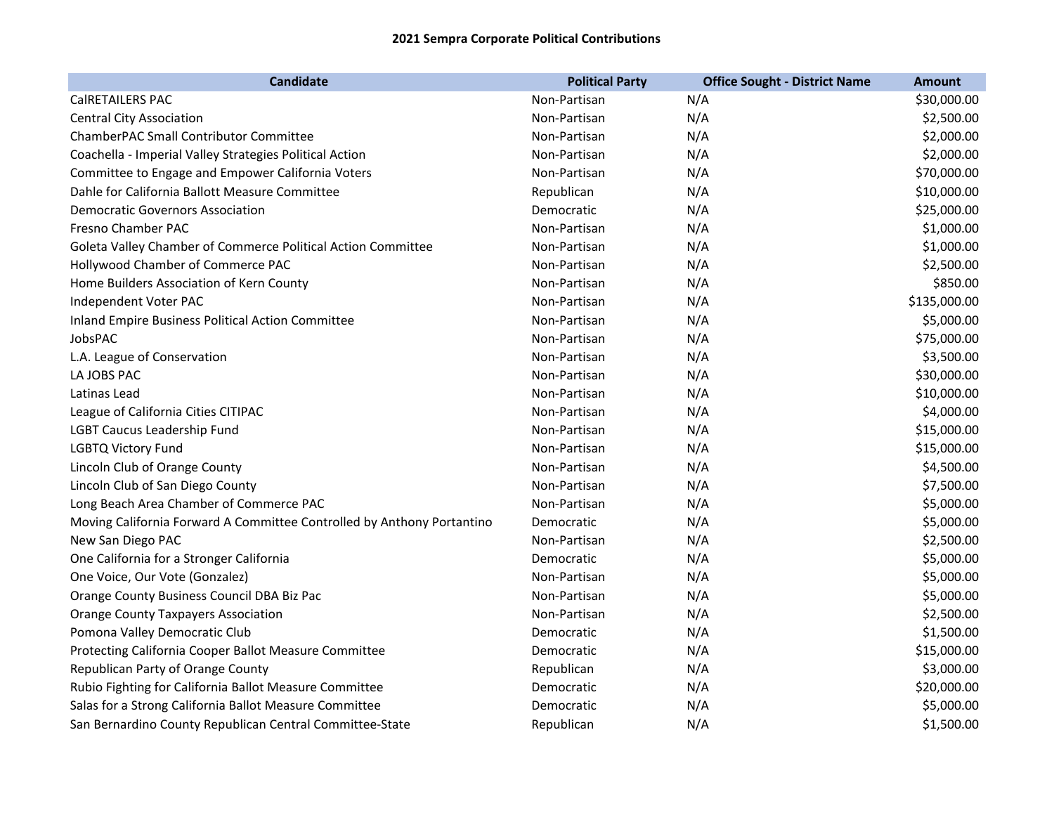# 2021 Sempra Corporate Political Contributions

| Candidate | Political Party | Office Sought - District Name | Amount |
|---|---|---|---|
| CalRETAILERS PAC | Non-Partisan | N/A | $30,000.00 |
| Central City Association | Non-Partisan | N/A | $2,500.00 |
| ChamberPAC Small Contributor Committee | Non-Partisan | N/A | $2,000.00 |
| Coachella - Imperial Valley Strategies Political Action | Non-Partisan | N/A | $2,000.00 |
| Committee to Engage and Empower California Voters | Non-Partisan | N/A | $70,000.00 |
| Dahle for California Ballott Measure Committee | Republican | N/A | $10,000.00 |
| Democratic Governors Association | Democratic | N/A | $25,000.00 |
| Fresno Chamber PAC | Non-Partisan | N/A | $1,000.00 |
| Goleta Valley Chamber of Commerce Political Action Committee | Non-Partisan | N/A | $1,000.00 |
| Hollywood Chamber of Commerce PAC | Non-Partisan | N/A | $2,500.00 |
| Home Builders Association of Kern County | Non-Partisan | N/A | $850.00 |
| Independent Voter PAC | Non-Partisan | N/A | $135,000.00 |
| Inland Empire Business Political Action Committee | Non-Partisan | N/A | $5,000.00 |
| JobsPAC | Non-Partisan | N/A | $75,000.00 |
| L.A. League of Conservation | Non-Partisan | N/A | $3,500.00 |
| LA JOBS PAC | Non-Partisan | N/A | $30,000.00 |
| Latinas Lead | Non-Partisan | N/A | $10,000.00 |
| League of California Cities CITIPAC | Non-Partisan | N/A | $4,000.00 |
| LGBT Caucus Leadership Fund | Non-Partisan | N/A | $15,000.00 |
| LGBTQ Victory Fund | Non-Partisan | N/A | $15,000.00 |
| Lincoln Club of Orange County | Non-Partisan | N/A | $4,500.00 |
| Lincoln Club of San Diego County | Non-Partisan | N/A | $7,500.00 |
| Long Beach Area Chamber of Commerce PAC | Non-Partisan | N/A | $5,000.00 |
| Moving California Forward A Committee Controlled by Anthony Portantino | Democratic | N/A | $5,000.00 |
| New San Diego PAC | Non-Partisan | N/A | $2,500.00 |
| One California for a Stronger California | Democratic | N/A | $5,000.00 |
| One Voice, Our Vote (Gonzalez) | Non-Partisan | N/A | $5,000.00 |
| Orange County Business Council DBA Biz Pac | Non-Partisan | N/A | $5,000.00 |
| Orange County Taxpayers Association | Non-Partisan | N/A | $2,500.00 |
| Pomona Valley Democratic Club | Democratic | N/A | $1,500.00 |
| Protecting California Cooper Ballot Measure Committee | Democratic | N/A | $15,000.00 |
| Republican Party of Orange County | Republican | N/A | $3,000.00 |
| Rubio Fighting for California Ballot Measure Committee | Democratic | N/A | $20,000.00 |
| Salas for a Strong California Ballot Measure Committee | Democratic | N/A | $5,000.00 |
| San Bernardino County Republican Central Committee-State | Republican | N/A | $1,500.00 |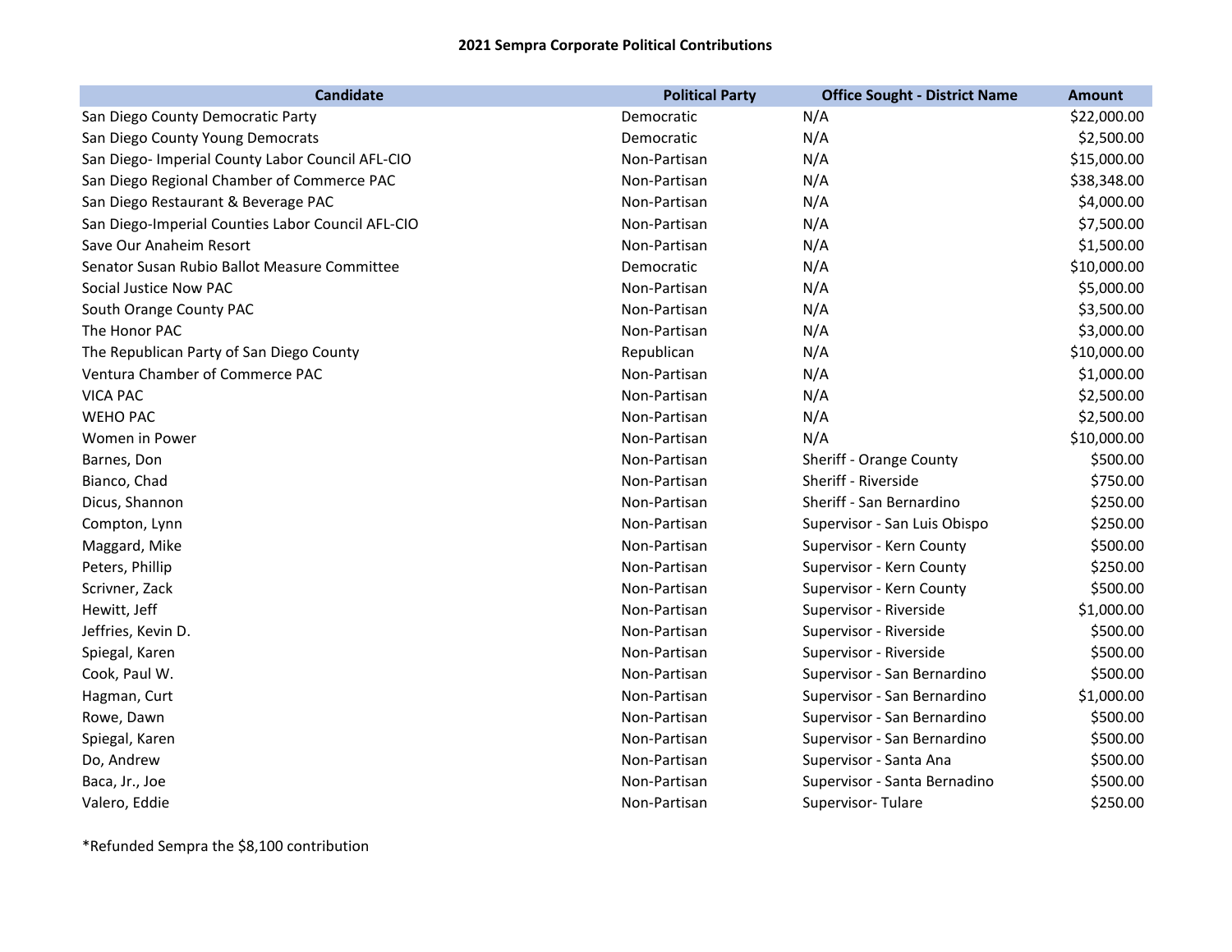**2021 Sempra Corporate Political Contributions**

| Candidate | Political Party | Office Sought - District Name | Amount |
| --- | --- | --- | --- |
| San Diego County Democratic Party | Democratic | N/A | $22,000.00 |
| San Diego County Young Democrats | Democratic | N/A | $2,500.00 |
| San Diego- Imperial County Labor Council AFL-CIO | Non-Partisan | N/A | $15,000.00 |
| San Diego Regional Chamber of Commerce PAC | Non-Partisan | N/A | $38,348.00 |
| San Diego Restaurant & Beverage PAC | Non-Partisan | N/A | $4,000.00 |
| San Diego-Imperial Counties Labor Council AFL-CIO | Non-Partisan | N/A | $7,500.00 |
| Save Our Anaheim Resort | Non-Partisan | N/A | $1,500.00 |
| Senator Susan Rubio Ballot Measure Committee | Democratic | N/A | $10,000.00 |
| Social Justice Now PAC | Non-Partisan | N/A | $5,000.00 |
| South Orange County PAC | Non-Partisan | N/A | $3,500.00 |
| The Honor PAC | Non-Partisan | N/A | $3,000.00 |
| The Republican Party of San Diego County | Republican | N/A | $10,000.00 |
| Ventura Chamber of Commerce PAC | Non-Partisan | N/A | $1,000.00 |
| VICA PAC | Non-Partisan | N/A | $2,500.00 |
| WEHO PAC | Non-Partisan | N/A | $2,500.00 |
| Women in Power | Non-Partisan | N/A | $10,000.00 |
| Barnes, Don | Non-Partisan | Sheriff - Orange County | $500.00 |
| Bianco, Chad | Non-Partisan | Sheriff - Riverside | $750.00 |
| Dicus, Shannon | Non-Partisan | Sheriff - San Bernardino | $250.00 |
| Compton, Lynn | Non-Partisan | Supervisor - San Luis Obispo | $250.00 |
| Maggard, Mike | Non-Partisan | Supervisor - Kern County | $500.00 |
| Peters, Phillip | Non-Partisan | Supervisor - Kern County | $250.00 |
| Scrivner, Zack | Non-Partisan | Supervisor - Kern County | $500.00 |
| Hewitt, Jeff | Non-Partisan | Supervisor - Riverside | $1,000.00 |
| Jeffries, Kevin D. | Non-Partisan | Supervisor - Riverside | $500.00 |
| Spiegal, Karen | Non-Partisan | Supervisor - Riverside | $500.00 |
| Cook, Paul W. | Non-Partisan | Supervisor - San Bernardino | $500.00 |
| Hagman, Curt | Non-Partisan | Supervisor - San Bernardino | $1,000.00 |
| Rowe, Dawn | Non-Partisan | Supervisor - San Bernardino | $500.00 |
| Spiegal, Karen | Non-Partisan | Supervisor - San Bernardino | $500.00 |
| Do, Andrew | Non-Partisan | Supervisor - Santa Ana | $500.00 |
| Baca, Jr., Joe | Non-Partisan | Supervisor - Santa Bernadino | $500.00 |
| Valero, Eddie | Non-Partisan | Supervisor- Tulare | $250.00 |

*Refunded Sempra the $8,100 contribution